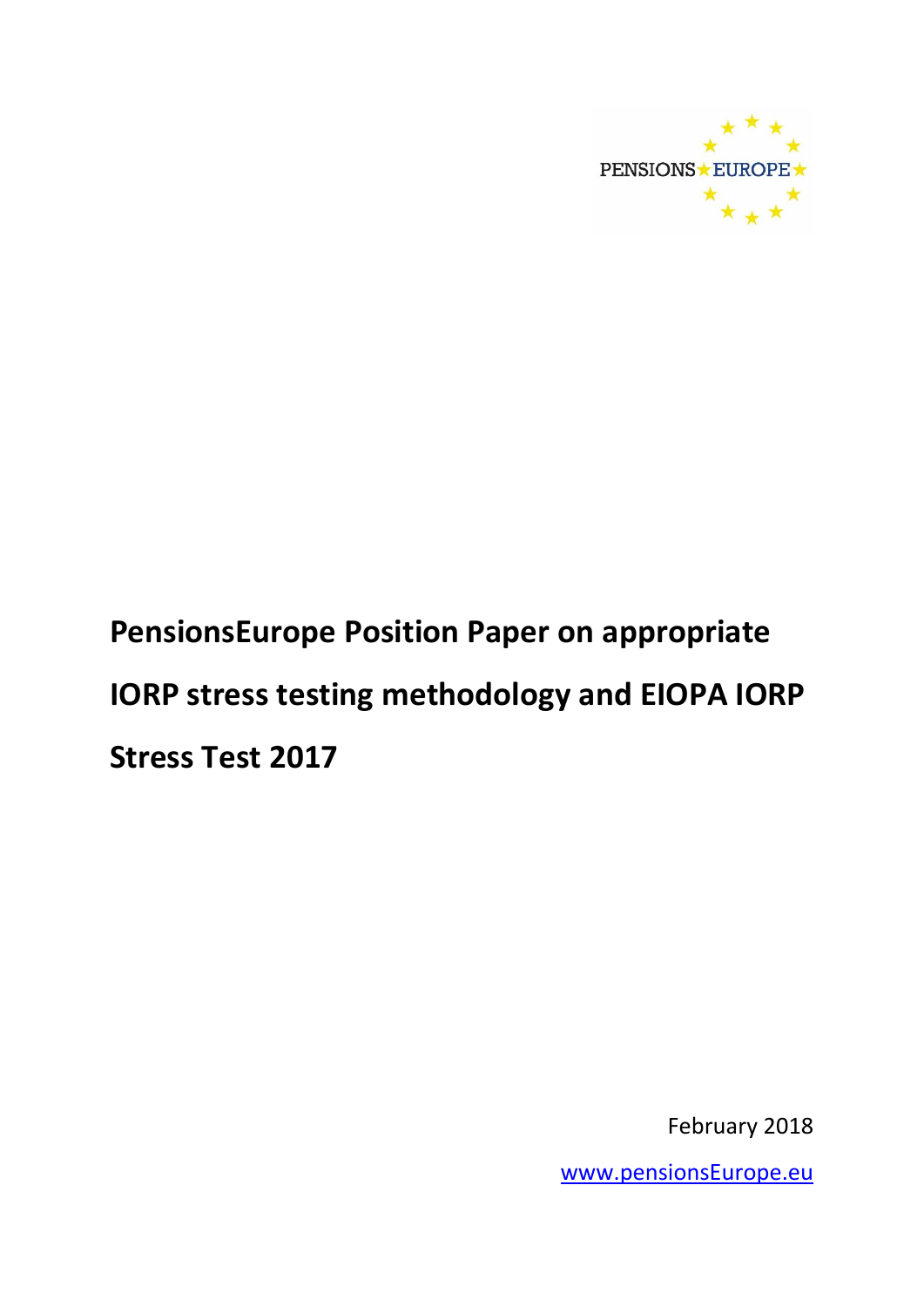PENSIONS EUROPE

# PensionsEurope Position Paper on appropriate IORP stress testing methodology and EIOPA IORP Stress Test 2017

February 2018

www.pensionsEurope.eu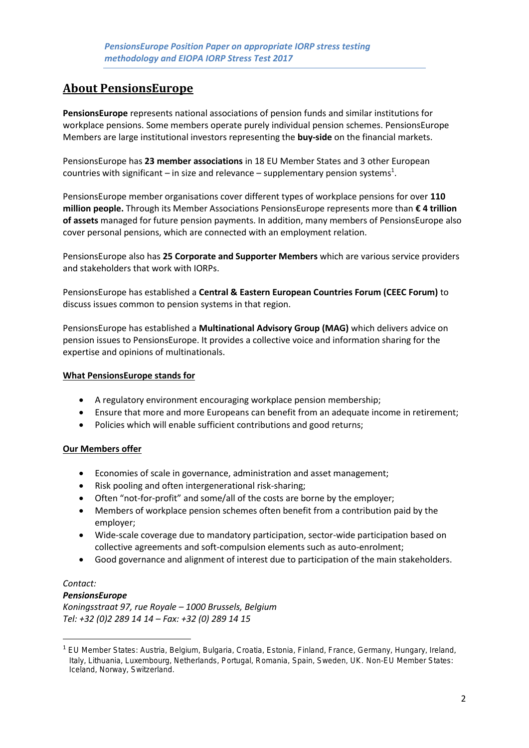## About PensionsEurope

**PensionsEurope** represents national associations of pension funds and similar institutions for workplace pensions. Some members operate purely individual pension schemes. PensionsEurope Members are large institutional investors representing the **buy-side** on the financial markets.

PensionsEurope has **23 member associations** in 18 EU Member States and 3 other European countries with significant – in size and relevance – supplementary pension systems[1].

PensionsEurope member organisations cover different types of workplace pensions for over **110 million people.** Through its Member Associations PensionsEurope represents more than **€ 4 trillion of assets** managed for future pension payments. In addition, many members of PensionsEurope also cover personal pensions, which are connected with an employment relation.

PensionsEurope also has **25 Corporate and Supporter Members** which are various service providers and stakeholders that work with IORPs.

PensionsEurope has established a **Central & Eastern European Countries Forum (CEEC Forum)** to discuss issues common to pension systems in that region.

PensionsEurope has established a **Multinational Advisory Group (MAG)** which delivers advice on pension issues to PensionsEurope. It provides a collective voice and information sharing for the expertise and opinions of multinationals.

**What PensionsEurope stands for**

- A regulatory environment encouraging workplace pension membership;
- Ensure that more and more Europeans can benefit from an adequate income in retirement;
- Policies which will enable sufficient contributions and good returns;

**Our Members offer**

- Economies of scale in governance, administration and asset management;
- Risk pooling and often intergenerational risk-sharing;
- Often "not-for-profit" and some/all of the costs are borne by the employer;
- Members of workplace pension schemes often benefit from a contribution paid by the employer;
- Wide-scale coverage due to mandatory participation, sector-wide participation based on collective agreements and soft-compulsion elements such as auto-enrolment;
- Good governance and alignment of interest due to participation of the main stakeholders.

*Contact:*
***PensionsEurope***
*Koningsstraat 97, rue Royale – 1000 Brussels, Belgium*
*Tel: +32 (0)2 289 14 14 – Fax: +32 (0) 289 14 15*

[1] EU Member States: Austria, Belgium, Bulgaria, Croatia, Estonia, Finland, France, Germany, Hungary, Ireland, Italy, Lithuania, Luxembourg, Netherlands, Portugal, Romania, Spain, Sweden, UK. Non-EU Member States: Iceland, Norway, Switzerland.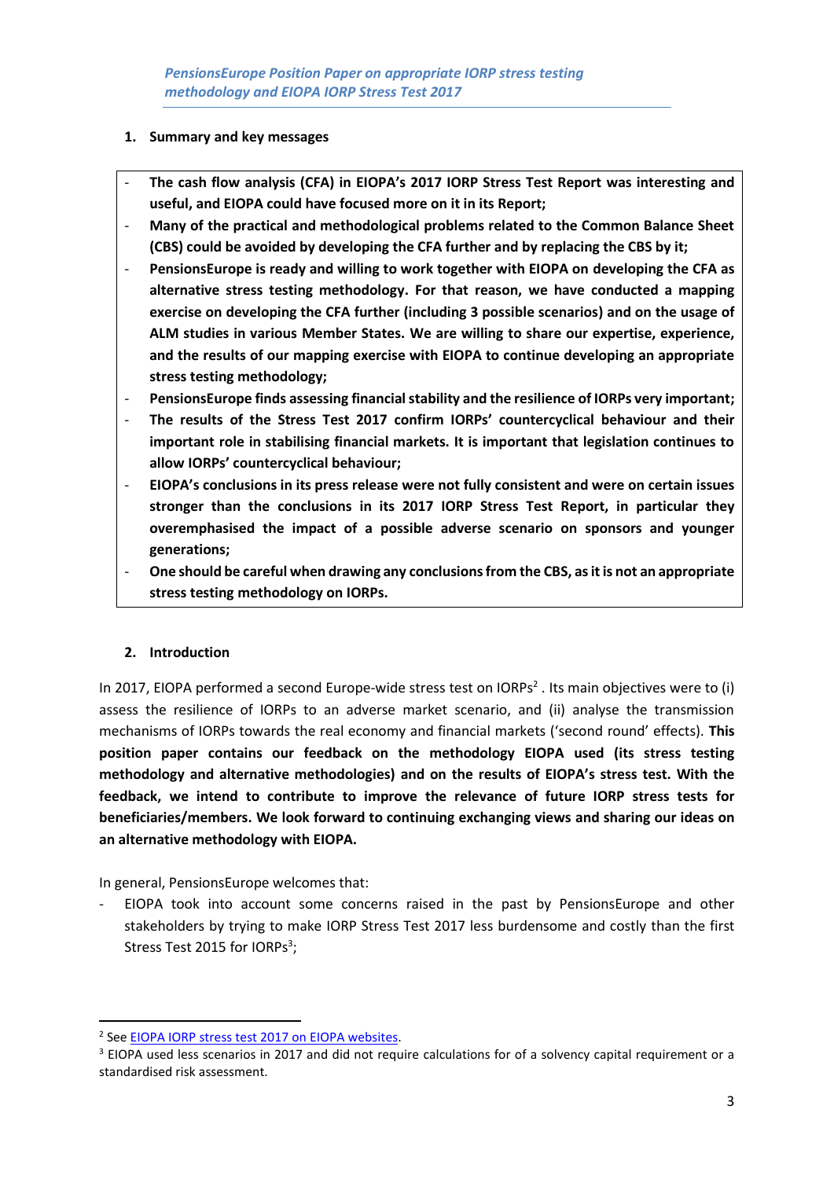*PensionsEurope Position Paper on appropriate IORP stress testing methodology and EIOPA IORP Stress Test 2017*

## 1. Summary and key messages

- **The cash flow analysis (CFA) in EIOPA's 2017 IORP Stress Test Report was interesting and useful, and EIOPA could have focused more on it in its Report;**
- **Many of the practical and methodological problems related to the Common Balance Sheet (CBS) could be avoided by developing the CFA further and by replacing the CBS by it;**
- **PensionsEurope is ready and willing to work together with EIOPA on developing the CFA as alternative stress testing methodology. For that reason, we have conducted a mapping exercise on developing the CFA further (including 3 possible scenarios) and on the usage of ALM studies in various Member States. We are willing to share our expertise, experience, and the results of our mapping exercise with EIOPA to continue developing an appropriate stress testing methodology;**
- **PensionsEurope finds assessing financial stability and the resilience of IORPs very important;**
- **The results of the Stress Test 2017 confirm IORPs' countercyclical behaviour and their important role in stabilising financial markets. It is important that legislation continues to allow IORPs' countercyclical behaviour;**
- **EIOPA's conclusions in its press release were not fully consistent and were on certain issues stronger than the conclusions in its 2017 IORP Stress Test Report, in particular they overemphasised the impact of a possible adverse scenario on sponsors and younger generations;**
- **One should be careful when drawing any conclusions from the CBS, as it is not an appropriate stress testing methodology on IORPs.**

## 2. Introduction

In 2017, EIOPA performed a second Europe-wide stress test on IORPs[2] . Its main objectives were to (i) assess the resilience of IORPs to an adverse market scenario, and (ii) analyse the transmission mechanisms of IORPs towards the real economy and financial markets ('second round' effects). **This position paper contains our feedback on the methodology EIOPA used (its stress testing methodology and alternative methodologies) and on the results of EIOPA's stress test. With the feedback, we intend to contribute to improve the relevance of future IORP stress tests for beneficiaries/members. We look forward to continuing exchanging views and sharing our ideas on an alternative methodology with EIOPA.**

In general, PensionsEurope welcomes that:

- EIOPA took into account some concerns raised in the past by PensionsEurope and other stakeholders by trying to make IORP Stress Test 2017 less burdensome and costly than the first Stress Test 2015 for IORPs[3];

---

[2] See EIOPA IORP stress test 2017 on EIOPA websites.

[3] EIOPA used less scenarios in 2017 and did not require calculations for of a solvency capital requirement or a standardised risk assessment.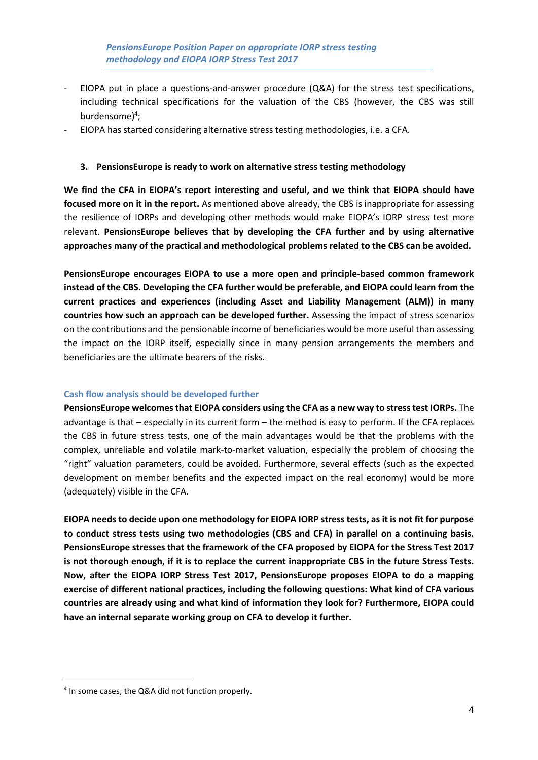- EIOPA put in place a questions-and-answer procedure (Q&A) for the stress test specifications, including technical specifications for the valuation of the CBS (however, the CBS was still burdensome)[4];
- EIOPA has started considering alternative stress testing methodologies, i.e. a CFA.

### 3. PensionsEurope is ready to work on alternative stress testing methodology

**We find the CFA in EIOPA's report interesting and useful, and we think that EIOPA should have focused more on it in the report.** As mentioned above already, the CBS is inappropriate for assessing the resilience of IORPs and developing other methods would make EIOPA's IORP stress test more relevant. **PensionsEurope believes that by developing the CFA further and by using alternative approaches many of the practical and methodological problems related to the CBS can be avoided.**

**PensionsEurope encourages EIOPA to use a more open and principle-based common framework instead of the CBS. Developing the CFA further would be preferable, and EIOPA could learn from the current practices and experiences (including Asset and Liability Management (ALM)) in many countries how such an approach can be developed further.** Assessing the impact of stress scenarios on the contributions and the pensionable income of beneficiaries would be more useful than assessing the impact on the IORP itself, especially since in many pension arrangements the members and beneficiaries are the ultimate bearers of the risks.

#### Cash flow analysis should be developed further

**PensionsEurope welcomes that EIOPA considers using the CFA as a new way to stress test IORPs.** The advantage is that – especially in its current form – the method is easy to perform. If the CFA replaces the CBS in future stress tests, one of the main advantages would be that the problems with the complex, unreliable and volatile mark-to-market valuation, especially the problem of choosing the "right" valuation parameters, could be avoided. Furthermore, several effects (such as the expected development on member benefits and the expected impact on the real economy) would be more (adequately) visible in the CFA.

**EIOPA needs to decide upon one methodology for EIOPA IORP stress tests, as it is not fit for purpose to conduct stress tests using two methodologies (CBS and CFA) in parallel on a continuing basis. PensionsEurope stresses that the framework of the CFA proposed by EIOPA for the Stress Test 2017 is not thorough enough, if it is to replace the current inappropriate CBS in the future Stress Tests. Now, after the EIOPA IORP Stress Test 2017, PensionsEurope proposes EIOPA to do a mapping exercise of different national practices, including the following questions: What kind of CFA various countries are already using and what kind of information they look for? Furthermore, EIOPA could have an internal separate working group on CFA to develop it further.**

[4] In some cases, the Q&A did not function properly.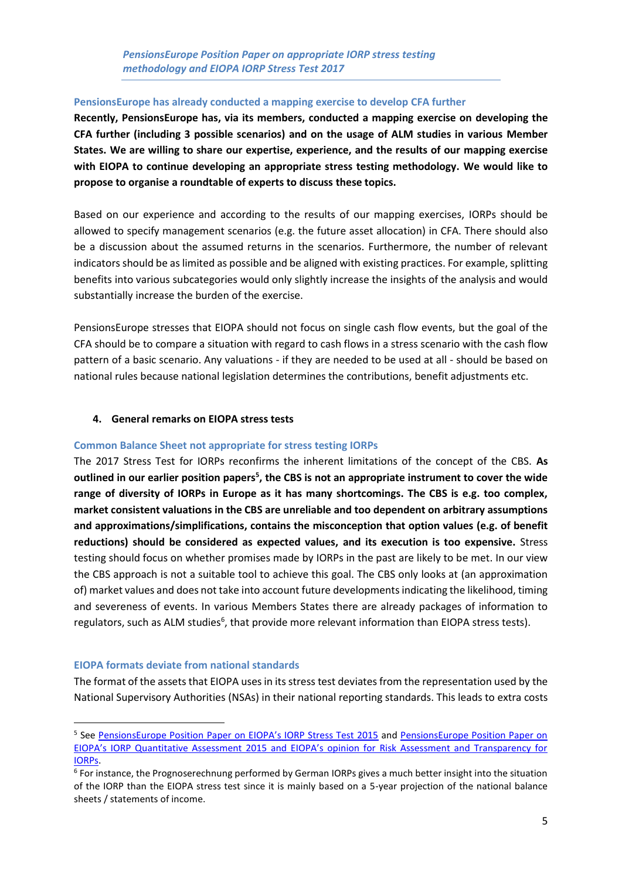#### PensionsEurope has already conducted a mapping exercise to develop CFA further

**Recently, PensionsEurope has, via its members, conducted a mapping exercise on developing the CFA further (including 3 possible scenarios) and on the usage of ALM studies in various Member States. We are willing to share our expertise, experience, and the results of our mapping exercise with EIOPA to continue developing an appropriate stress testing methodology. We would like to propose to organise a roundtable of experts to discuss these topics.**

Based on our experience and according to the results of our mapping exercises, IORPs should be allowed to specify management scenarios (e.g. the future asset allocation) in CFA. There should also be a discussion about the assumed returns in the scenarios. Furthermore, the number of relevant indicators should be as limited as possible and be aligned with existing practices. For example, splitting benefits into various subcategories would only slightly increase the insights of the analysis and would substantially increase the burden of the exercise.

PensionsEurope stresses that EIOPA should not focus on single cash flow events, but the goal of the CFA should be to compare a situation with regard to cash flows in a stress scenario with the cash flow pattern of a basic scenario. Any valuations - if they are needed to be used at all - should be based on national rules because national legislation determines the contributions, benefit adjustments etc.

### 4. General remarks on EIOPA stress tests

#### Common Balance Sheet not appropriate for stress testing IORPs

The 2017 Stress Test for IORPs reconfirms the inherent limitations of the concept of the CBS. **As outlined in our earlier position papers[5], the CBS is not an appropriate instrument to cover the wide range of diversity of IORPs in Europe as it has many shortcomings. The CBS is e.g. too complex, market consistent valuations in the CBS are unreliable and too dependent on arbitrary assumptions and approximations/simplifications, contains the misconception that option values (e.g. of benefit reductions) should be considered as expected values, and its execution is too expensive.** Stress testing should focus on whether promises made by IORPs in the past are likely to be met. In our view the CBS approach is not a suitable tool to achieve this goal. The CBS only looks at (an approximation of) market values and does not take into account future developments indicating the likelihood, timing and severeness of events. In various Members States there are already packages of information to regulators, such as ALM studies[6], that provide more relevant information than EIOPA stress tests).

#### EIOPA formats deviate from national standards

The format of the assets that EIOPA uses in its stress test deviates from the representation used by the National Supervisory Authorities (NSAs) in their national reporting standards. This leads to extra costs

---

[5] See PensionsEurope Position Paper on EIOPA's IORP Stress Test 2015 and PensionsEurope Position Paper on EIOPA's IORP Quantitative Assessment 2015 and EIOPA's opinion for Risk Assessment and Transparency for IORPs.

[6] For instance, the Prognoserechnung performed by German IORPs gives a much better insight into the situation of the IORP than the EIOPA stress test since it is mainly based on a 5-year projection of the national balance sheets / statements of income.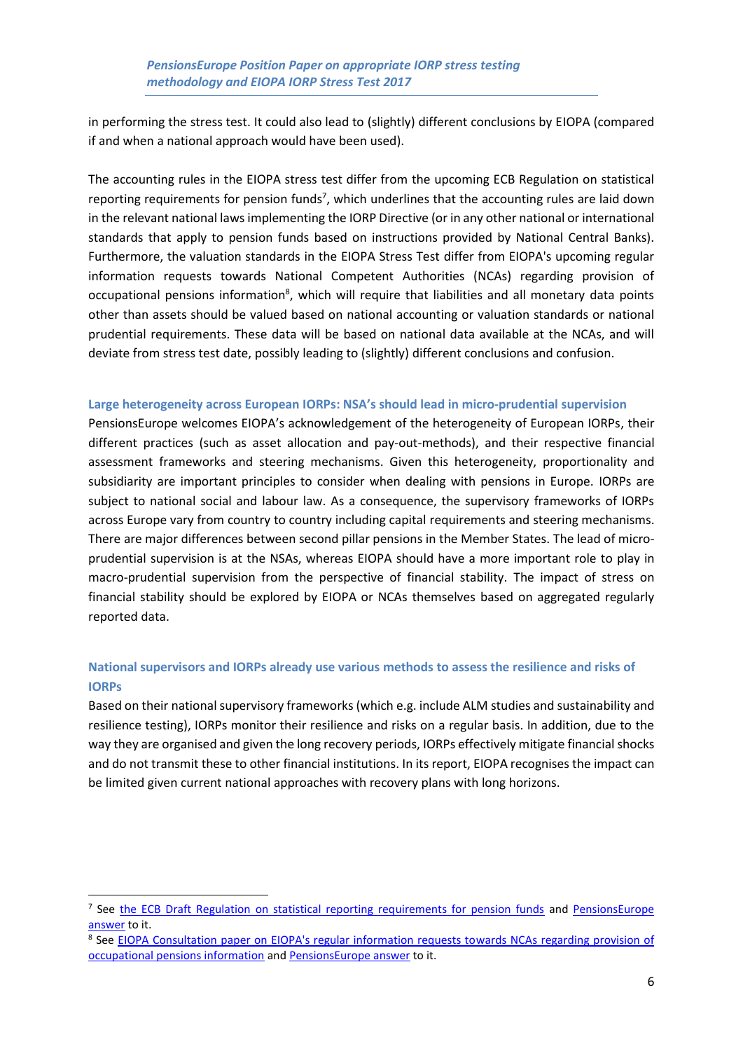in performing the stress test. It could also lead to (slightly) different conclusions by EIOPA (compared if and when a national approach would have been used).

The accounting rules in the EIOPA stress test differ from the upcoming ECB Regulation on statistical reporting requirements for pension funds[7], which underlines that the accounting rules are laid down in the relevant national laws implementing the IORP Directive (or in any other national or international standards that apply to pension funds based on instructions provided by National Central Banks). Furthermore, the valuation standards in the EIOPA Stress Test differ from EIOPA's upcoming regular information requests towards National Competent Authorities (NCAs) regarding provision of occupational pensions information[8], which will require that liabilities and all monetary data points other than assets should be valued based on national accounting or valuation standards or national prudential requirements. These data will be based on national data available at the NCAs, and will deviate from stress test date, possibly leading to (slightly) different conclusions and confusion.

### Large heterogeneity across European IORPs: NSA's should lead in micro-prudential supervision

PensionsEurope welcomes EIOPA's acknowledgement of the heterogeneity of European IORPs, their different practices (such as asset allocation and pay-out-methods), and their respective financial assessment frameworks and steering mechanisms. Given this heterogeneity, proportionality and subsidiarity are important principles to consider when dealing with pensions in Europe. IORPs are subject to national social and labour law. As a consequence, the supervisory frameworks of IORPs across Europe vary from country to country including capital requirements and steering mechanisms. There are major differences between second pillar pensions in the Member States. The lead of micro-prudential supervision is at the NSAs, whereas EIOPA should have a more important role to play in macro-prudential supervision from the perspective of financial stability. The impact of stress on financial stability should be explored by EIOPA or NCAs themselves based on aggregated regularly reported data.

### National supervisors and IORPs already use various methods to assess the resilience and risks of IORPs

Based on their national supervisory frameworks (which e.g. include ALM studies and sustainability and resilience testing), IORPs monitor their resilience and risks on a regular basis. In addition, due to the way they are organised and given the long recovery periods, IORPs effectively mitigate financial shocks and do not transmit these to other financial institutions. In its report, EIOPA recognises the impact can be limited given current national approaches with recovery plans with long horizons.

---

[7] See the ECB Draft Regulation on statistical reporting requirements for pension funds and PensionsEurope answer to it.

[8] See EIOPA Consultation paper on EIOPA's regular information requests towards NCAs regarding provision of occupational pensions information and PensionsEurope answer to it.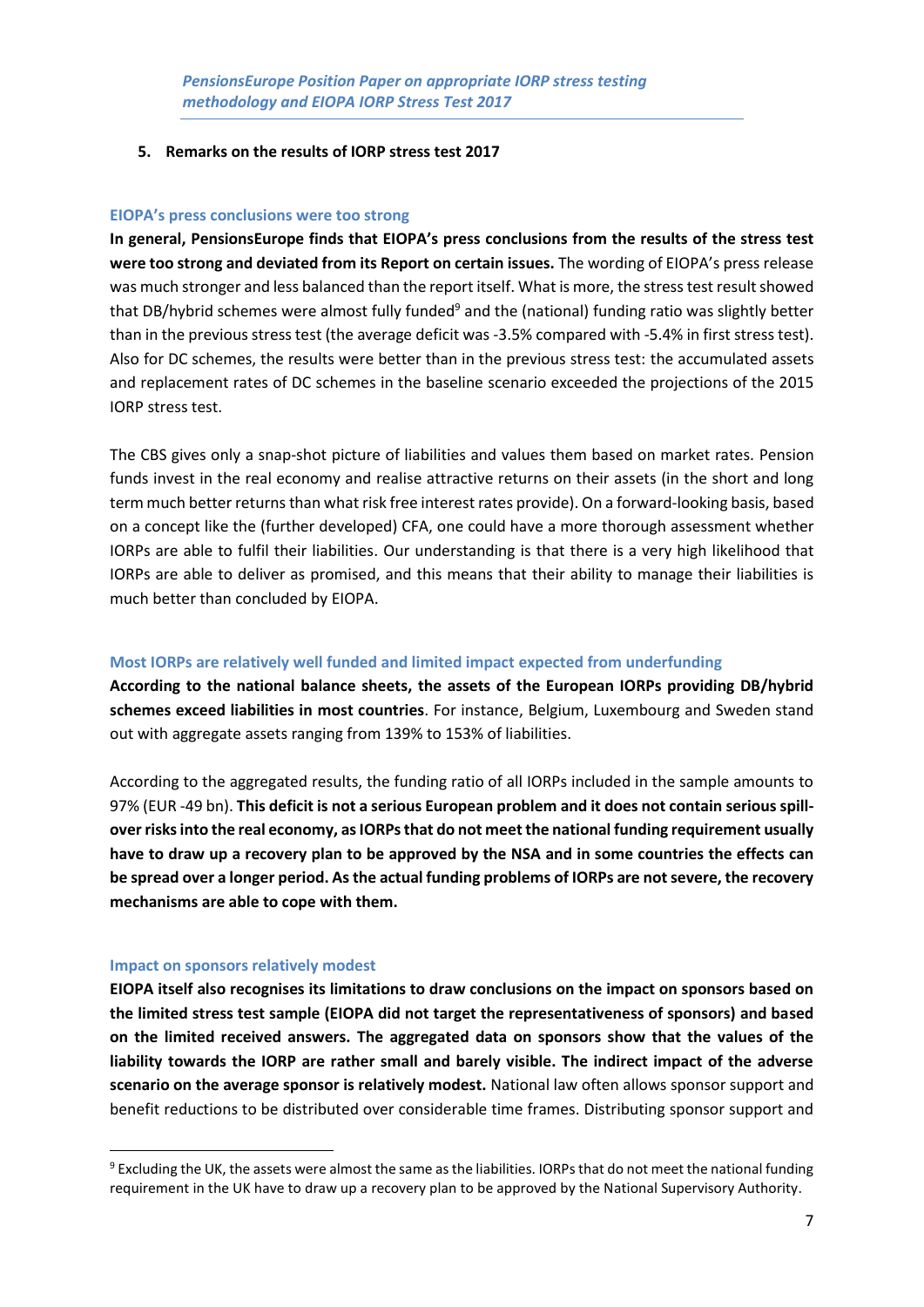## 5. Remarks on the results of IORP stress test 2017

### EIOPA's press conclusions were too strong

**In general, PensionsEurope finds that EIOPA's press conclusions from the results of the stress test were too strong and deviated from its Report on certain issues.** The wording of EIOPA's press release was much stronger and less balanced than the report itself. What is more, the stress test result showed that DB/hybrid schemes were almost fully funded[9] and the (national) funding ratio was slightly better than in the previous stress test (the average deficit was -3.5% compared with -5.4% in first stress test). Also for DC schemes, the results were better than in the previous stress test: the accumulated assets and replacement rates of DC schemes in the baseline scenario exceeded the projections of the 2015 IORP stress test.

The CBS gives only a snap-shot picture of liabilities and values them based on market rates. Pension funds invest in the real economy and realise attractive returns on their assets (in the short and long term much better returns than what risk free interest rates provide). On a forward-looking basis, based on a concept like the (further developed) CFA, one could have a more thorough assessment whether IORPs are able to fulfil their liabilities. Our understanding is that there is a very high likelihood that IORPs are able to deliver as promised, and this means that their ability to manage their liabilities is much better than concluded by EIOPA.

### Most IORPs are relatively well funded and limited impact expected from underfunding

**According to the national balance sheets, the assets of the European IORPs providing DB/hybrid schemes exceed liabilities in most countries**. For instance, Belgium, Luxembourg and Sweden stand out with aggregate assets ranging from 139% to 153% of liabilities.

According to the aggregated results, the funding ratio of all IORPs included in the sample amounts to 97% (EUR -49 bn). **This deficit is not a serious European problem and it does not contain serious spill-over risks into the real economy, as IORPs that do not meet the national funding requirement usually have to draw up a recovery plan to be approved by the NSA and in some countries the effects can be spread over a longer period. As the actual funding problems of IORPs are not severe, the recovery mechanisms are able to cope with them.**

### Impact on sponsors relatively modest

**EIOPA itself also recognises its limitations to draw conclusions on the impact on sponsors based on the limited stress test sample (EIOPA did not target the representativeness of sponsors) and based on the limited received answers. The aggregated data on sponsors show that the values of the liability towards the IORP are rather small and barely visible. The indirect impact of the adverse scenario on the average sponsor is relatively modest.** National law often allows sponsor support and benefit reductions to be distributed over considerable time frames. Distributing sponsor support and

[9] Excluding the UK, the assets were almost the same as the liabilities. IORPs that do not meet the national funding requirement in the UK have to draw up a recovery plan to be approved by the National Supervisory Authority.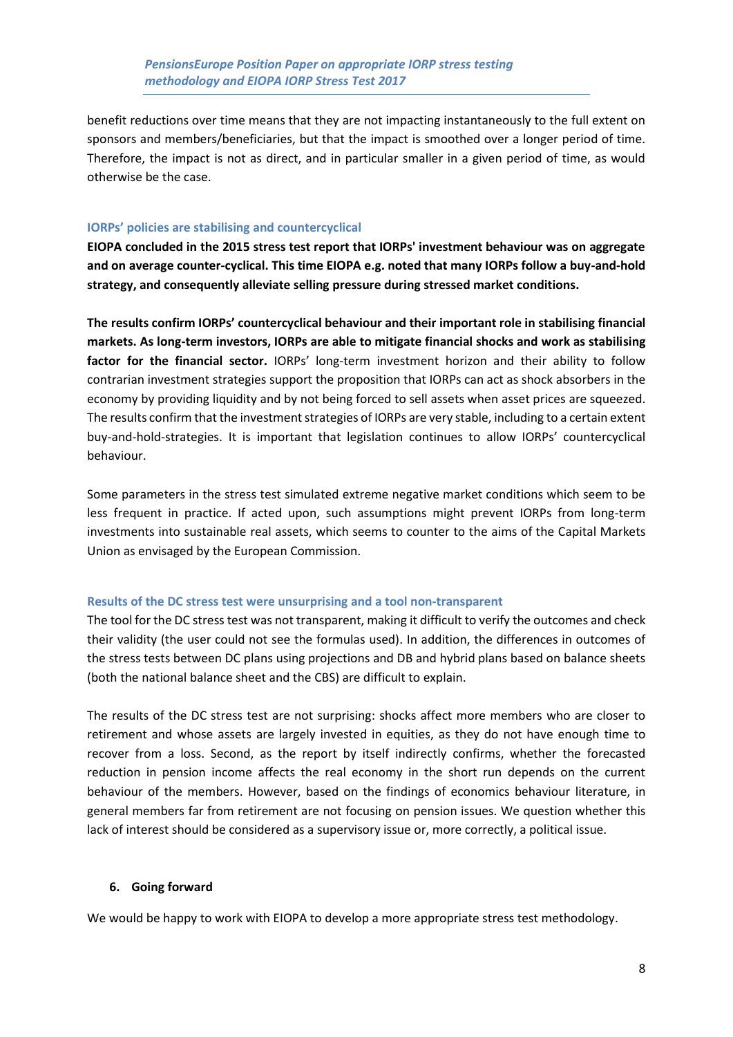benefit reductions over time means that they are not impacting instantaneously to the full extent on sponsors and members/beneficiaries, but that the impact is smoothed over a longer period of time. Therefore, the impact is not as direct, and in particular smaller in a given period of time, as would otherwise be the case.

### IORPs' policies are stabilising and countercyclical

**EIOPA concluded in the 2015 stress test report that IORPs' investment behaviour was on aggregate and on average counter-cyclical. This time EIOPA e.g. noted that many IORPs follow a buy-and-hold strategy, and consequently alleviate selling pressure during stressed market conditions.**

**The results confirm IORPs' countercyclical behaviour and their important role in stabilising financial markets. As long-term investors, IORPs are able to mitigate financial shocks and work as stabilising factor for the financial sector.** IORPs' long-term investment horizon and their ability to follow contrarian investment strategies support the proposition that IORPs can act as shock absorbers in the economy by providing liquidity and by not being forced to sell assets when asset prices are squeezed. The results confirm that the investment strategies of IORPs are very stable, including to a certain extent buy-and-hold-strategies. It is important that legislation continues to allow IORPs' countercyclical behaviour.

Some parameters in the stress test simulated extreme negative market conditions which seem to be less frequent in practice. If acted upon, such assumptions might prevent IORPs from long-term investments into sustainable real assets, which seems to counter to the aims of the Capital Markets Union as envisaged by the European Commission.

### Results of the DC stress test were unsurprising and a tool non-transparent

The tool for the DC stress test was not transparent, making it difficult to verify the outcomes and check their validity (the user could not see the formulas used). In addition, the differences in outcomes of the stress tests between DC plans using projections and DB and hybrid plans based on balance sheets (both the national balance sheet and the CBS) are difficult to explain.

The results of the DC stress test are not surprising: shocks affect more members who are closer to retirement and whose assets are largely invested in equities, as they do not have enough time to recover from a loss. Second, as the report by itself indirectly confirms, whether the forecasted reduction in pension income affects the real economy in the short run depends on the current behaviour of the members. However, based on the findings of economics behaviour literature, in general members far from retirement are not focusing on pension issues. We question whether this lack of interest should be considered as a supervisory issue or, more correctly, a political issue.

## 6. Going forward

We would be happy to work with EIOPA to develop a more appropriate stress test methodology.